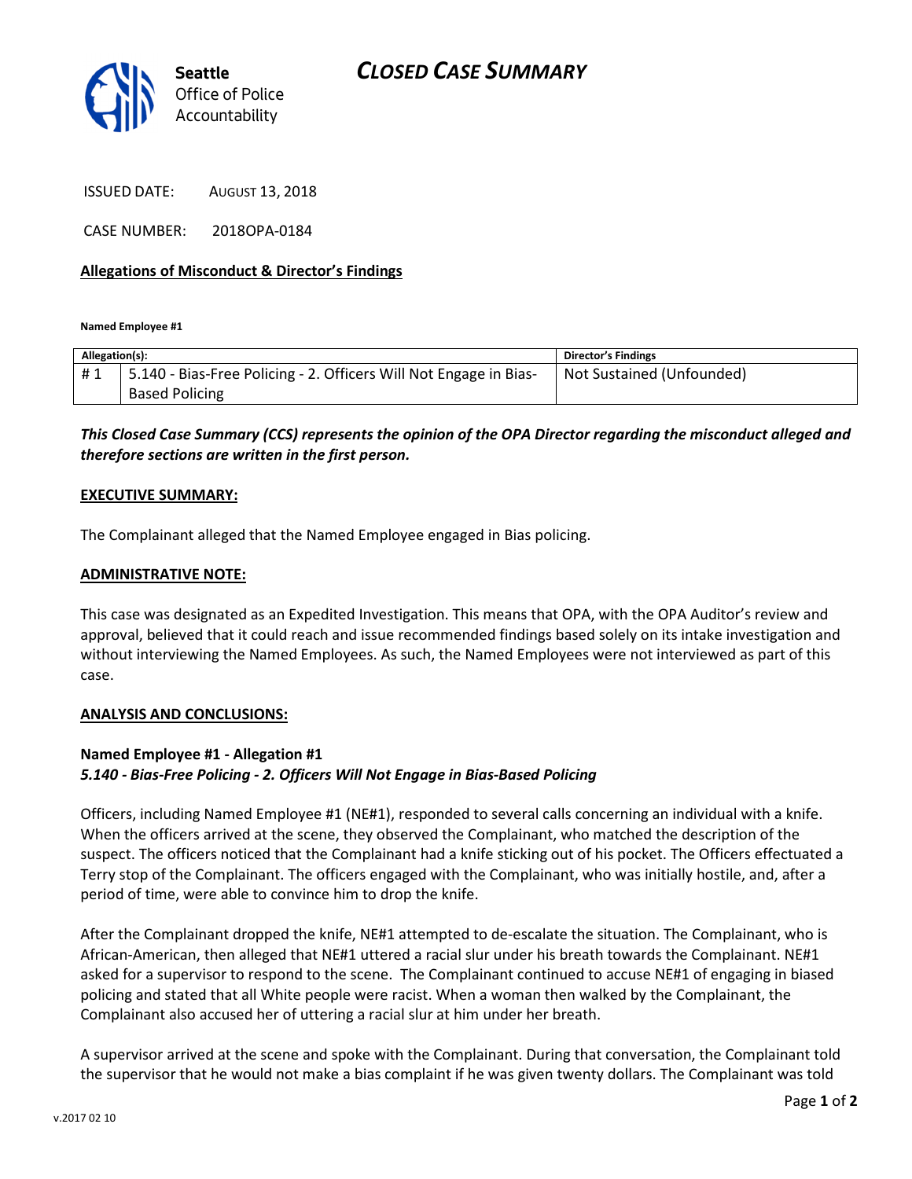# CLOSED CASE SUMMARY

Seattle Office of Police Accountability

ISSUED DATE: AUGUST 13, 2018

CASE NUMBER: 2018OPA-0184

**Allegations of Misconduct & Director's Findings**

**Named Employee #1**

| Allegation(s): | | Director's Findings |
|---|---|---|
| # 1 | 5.140 - Bias-Free Policing - 2. Officers Will Not Engage in Bias-Based Policing | Not Sustained (Unfounded) |

***This Closed Case Summary (CCS) represents the opinion of the OPA Director regarding the misconduct alleged and therefore sections are written in the first person.***

**EXECUTIVE SUMMARY:**

The Complainant alleged that the Named Employee engaged in Bias policing.

**ADMINISTRATIVE NOTE:**

This case was designated as an Expedited Investigation. This means that OPA, with the OPA Auditor's review and approval, believed that it could reach and issue recommended findings based solely on its intake investigation and without interviewing the Named Employees. As such, the Named Employees were not interviewed as part of this case.

**ANALYSIS AND CONCLUSIONS:**

**Named Employee #1 - Allegation #1**
***5.140 - Bias-Free Policing - 2. Officers Will Not Engage in Bias-Based Policing***

Officers, including Named Employee #1 (NE#1), responded to several calls concerning an individual with a knife. When the officers arrived at the scene, they observed the Complainant, who matched the description of the suspect. The officers noticed that the Complainant had a knife sticking out of his pocket. The Officers effectuated a Terry stop of the Complainant. The officers engaged with the Complainant, who was initially hostile, and, after a period of time, were able to convince him to drop the knife.

After the Complainant dropped the knife, NE#1 attempted to de-escalate the situation. The Complainant, who is African-American, then alleged that NE#1 uttered a racial slur under his breath towards the Complainant. NE#1 asked for a supervisor to respond to the scene. The Complainant continued to accuse NE#1 of engaging in biased policing and stated that all White people were racist. When a woman then walked by the Complainant, the Complainant also accused her of uttering a racial slur at him under her breath.

A supervisor arrived at the scene and spoke with the Complainant. During that conversation, the Complainant told the supervisor that he would not make a bias complaint if he was given twenty dollars. The Complainant was told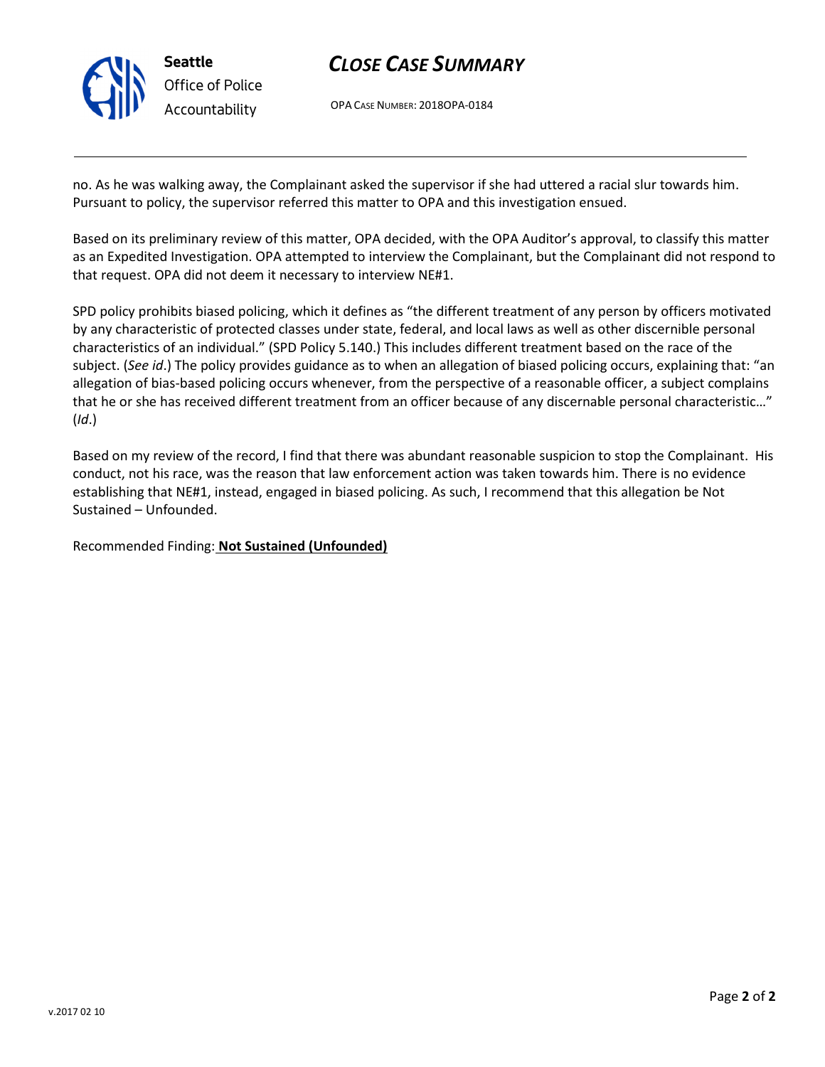no. As he was walking away, the Complainant asked the supervisor if she had uttered a racial slur towards him. Pursuant to policy, the supervisor referred this matter to OPA and this investigation ensued.

Based on its preliminary review of this matter, OPA decided, with the OPA Auditor's approval, to classify this matter as an Expedited Investigation. OPA attempted to interview the Complainant, but the Complainant did not respond to that request. OPA did not deem it necessary to interview NE#1.

SPD policy prohibits biased policing, which it defines as "the different treatment of any person by officers motivated by any characteristic of protected classes under state, federal, and local laws as well as other discernible personal characteristics of an individual." (SPD Policy 5.140.) This includes different treatment based on the race of the subject. (*See id*.) The policy provides guidance as to when an allegation of biased policing occurs, explaining that: "an allegation of bias-based policing occurs whenever, from the perspective of a reasonable officer, a subject complains that he or she has received different treatment from an officer because of any discernable personal characteristic…" (*Id*.)

Based on my review of the record, I find that there was abundant reasonable suspicion to stop the Complainant. His conduct, not his race, was the reason that law enforcement action was taken towards him. There is no evidence establishing that NE#1, instead, engaged in biased policing. As such, I recommend that this allegation be Not Sustained – Unfounded.

Recommended Finding: **Not Sustained (Unfounded)**